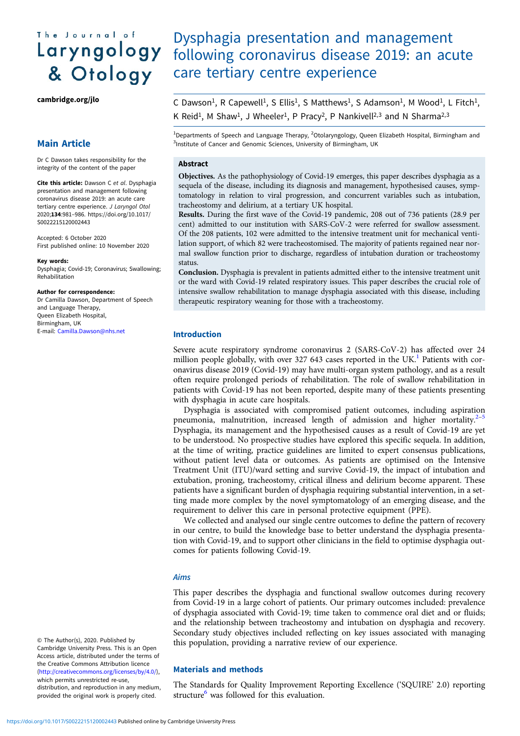# Dysphagia presentation and management following coronavirus disease 2019: an acute care tertiary centre experience

C Dawson[1], R Capewell[1], S Ellis[1], S Matthews[1], S Adamson[1], M Wood[1], L Fitch[1], K Reid[1], M Shaw[1], J Wheeler[1], P Pracy[2], P Nankivell[2,3] and N Sharma[2,3]

[1]Departments of Speech and Language Therapy, [2]Otolaryngology, Queen Elizabeth Hospital, Birmingham and [3]Institute of Cancer and Genomic Sciences, University of Birmingham, UK

**Main Article**

Dr C Dawson takes responsibility for the integrity of the content of the paper

**Cite this article:** Dawson C *et al*. Dysphagia presentation and management following coronavirus disease 2019: an acute care tertiary centre experience. *J Laryngol Otol* 2020;**134**:981–986. https://doi.org/10.1017/S0022215120002443

Accepted: 6 October 2020
First published online: 10 November 2020

**Key words:**
Dysphagia; Covid-19; Coronavirus; Swallowing; Rehabilitation

**Author for correspondence:**
Dr Camilla Dawson, Department of Speech and Language Therapy, Queen Elizabeth Hospital, Birmingham, UK
E-mail: Camilla.Dawson@nhs.net

## Abstract

**Objectives.** As the pathophysiology of Covid-19 emerges, this paper describes dysphagia as a sequela of the disease, including its diagnosis and management, hypothesised causes, symptomatology in relation to viral progression, and concurrent variables such as intubation, tracheostomy and delirium, at a tertiary UK hospital.

**Results.** During the first wave of the Covid-19 pandemic, 208 out of 736 patients (28.9 per cent) admitted to our institution with SARS-CoV-2 were referred for swallow assessment. Of the 208 patients, 102 were admitted to the intensive treatment unit for mechanical ventilation support, of which 82 were tracheostomised. The majority of patients regained near normal swallow function prior to discharge, regardless of intubation duration or tracheostomy status.

**Conclusion.** Dysphagia is prevalent in patients admitted either to the intensive treatment unit or the ward with Covid-19 related respiratory issues. This paper describes the crucial role of intensive swallow rehabilitation to manage dysphagia associated with this disease, including therapeutic respiratory weaning for those with a tracheostomy.

## Introduction

Severe acute respiratory syndrome coronavirus 2 (SARS-CoV-2) has affected over 24 million people globally, with over 327 643 cases reported in the UK.[1] Patients with coronavirus disease 2019 (Covid-19) may have multi-organ system pathology, and as a result often require prolonged periods of rehabilitation. The role of swallow rehabilitation in patients with Covid-19 has not been reported, despite many of these patients presenting with dysphagia in acute care hospitals.

Dysphagia is associated with compromised patient outcomes, including aspiration pneumonia, malnutrition, increased length of admission and higher mortality.[2–5] Dysphagia, its management and the hypothesised causes as a result of Covid-19 are yet to be understood. No prospective studies have explored this specific sequela. In addition, at the time of writing, practice guidelines are limited to expert consensus publications, without patient level data or outcomes. As patients are optimised on the Intensive Treatment Unit (ITU)/ward setting and survive Covid-19, the impact of intubation and extubation, proning, tracheostomy, critical illness and delirium become apparent. These patients have a significant burden of dysphagia requiring substantial intervention, in a setting made more complex by the novel symptomatology of an emerging disease, and the requirement to deliver this care in personal protective equipment (PPE).

We collected and analysed our single centre outcomes to define the pattern of recovery in our centre, to build the knowledge base to better understand the dysphagia presentation with Covid-19, and to support other clinicians in the field to optimise dysphagia outcomes for patients following Covid-19.

### Aims

This paper describes the dysphagia and functional swallow outcomes during recovery from Covid-19 in a large cohort of patients. Our primary outcomes included: prevalence of dysphagia associated with Covid-19; time taken to commence oral diet and or fluids; and the relationship between tracheostomy and intubation on dysphagia and recovery. Secondary study objectives included reflecting on key issues associated with managing this population, providing a narrative review of our experience.

## Materials and methods

The Standards for Quality Improvement Reporting Excellence ('SQUIRE' 2.0) reporting structure[6] was followed for this evaluation.

© The Author(s), 2020. Published by Cambridge University Press. This is an Open Access article, distributed under the terms of the Creative Commons Attribution licence (http://creativecommons.org/licenses/by/4.0/), which permits unrestricted re-use, distribution, and reproduction in any medium, provided the original work is properly cited.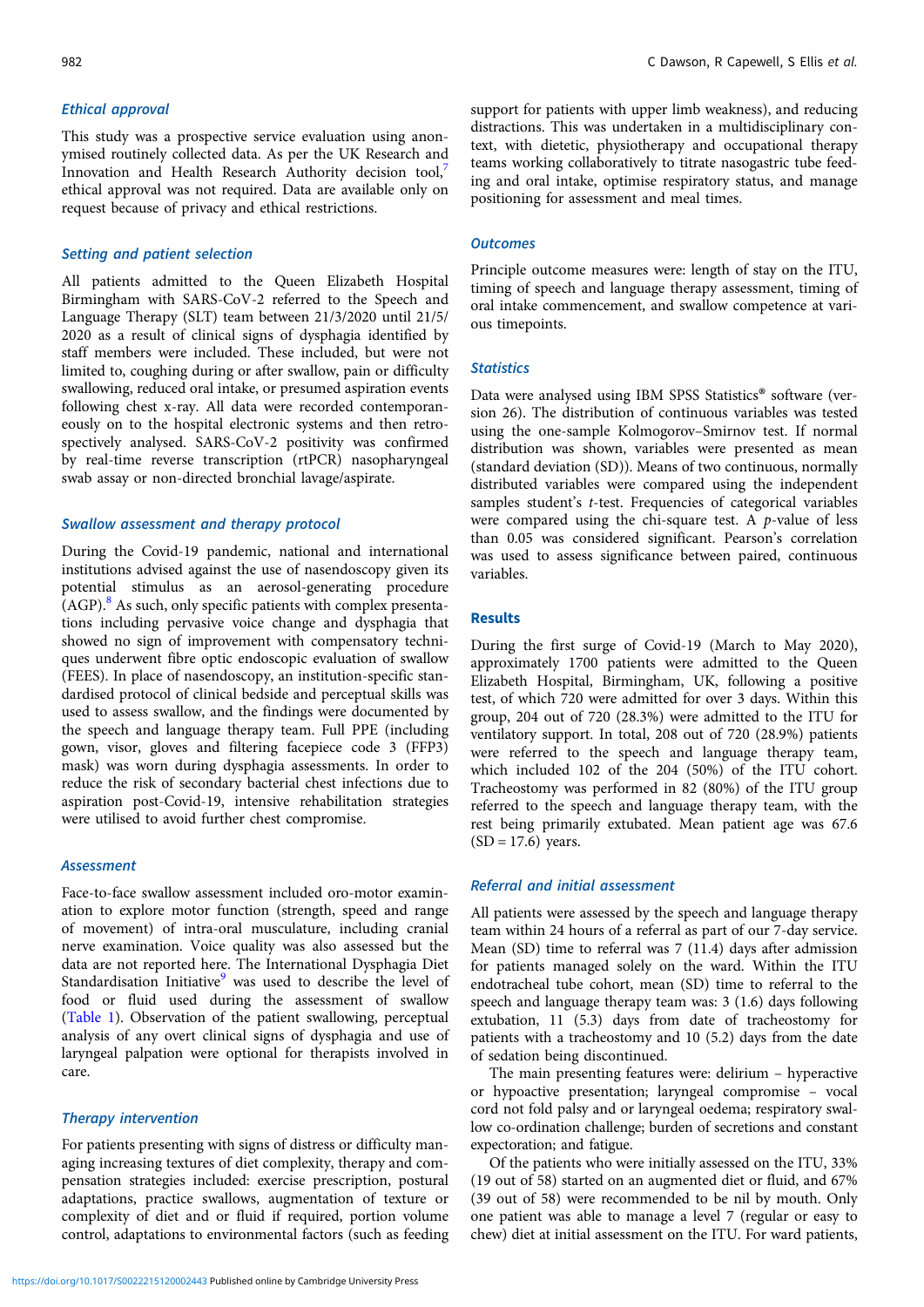### Ethical approval

This study was a prospective service evaluation using anonymised routinely collected data. As per the UK Research and Innovation and Health Research Authority decision tool,[7] ethical approval was not required. Data are available only on request because of privacy and ethical restrictions.

### Setting and patient selection

All patients admitted to the Queen Elizabeth Hospital Birmingham with SARS-CoV-2 referred to the Speech and Language Therapy (SLT) team between 21/3/2020 until 21/5/2020 as a result of clinical signs of dysphagia identified by staff members were included. These included, but were not limited to, coughing during or after swallow, pain or difficulty swallowing, reduced oral intake, or presumed aspiration events following chest x-ray. All data were recorded contemporaneously on to the hospital electronic systems and then retrospectively analysed. SARS-CoV-2 positivity was confirmed by real-time reverse transcription (rtPCR) nasopharyngeal swab assay or non-directed bronchial lavage/aspirate.

### Swallow assessment and therapy protocol

During the Covid-19 pandemic, national and international institutions advised against the use of nasendoscopy given its potential stimulus as an aerosol-generating procedure (AGP).[8] As such, only specific patients with complex presentations including pervasive voice change and dysphagia that showed no sign of improvement with compensatory techniques underwent fibre optic endoscopic evaluation of swallow (FEES). In place of nasendoscopy, an institution-specific standardised protocol of clinical bedside and perceptual skills was used to assess swallow, and the findings were documented by the speech and language therapy team. Full PPE (including gown, visor, gloves and filtering facepiece code 3 (FFP3) mask) was worn during dysphagia assessments. In order to reduce the risk of secondary bacterial chest infections due to aspiration post-Covid-19, intensive rehabilitation strategies were utilised to avoid further chest compromise.

### Assessment

Face-to-face swallow assessment included oro-motor examination to explore motor function (strength, speed and range of movement) of intra-oral musculature, including cranial nerve examination. Voice quality was also assessed but the data are not reported here. The International Dysphagia Diet Standardisation Initiative[9] was used to describe the level of food or fluid used during the assessment of swallow (Table 1). Observation of the patient swallowing, perceptual analysis of any overt clinical signs of dysphagia and use of laryngeal palpation were optional for therapists involved in care.

### Therapy intervention

For patients presenting with signs of distress or difficulty managing increasing textures of diet complexity, therapy and compensation strategies included: exercise prescription, postural adaptations, practice swallows, augmentation of texture or complexity of diet and or fluid if required, portion volume control, adaptations to environmental factors (such as feeding support for patients with upper limb weakness), and reducing distractions. This was undertaken in a multidisciplinary context, with dietetic, physiotherapy and occupational therapy teams working collaboratively to titrate nasogastric tube feeding and oral intake, optimise respiratory status, and manage positioning for assessment and meal times.

### Outcomes

Principle outcome measures were: length of stay on the ITU, timing of speech and language therapy assessment, timing of oral intake commencement, and swallow competence at various timepoints.

### Statistics

Data were analysed using IBM SPSS Statistics® software (version 26). The distribution of continuous variables was tested using the one-sample Kolmogorov–Smirnov test. If normal distribution was shown, variables were presented as mean (standard deviation (SD)). Means of two continuous, normally distributed variables were compared using the independent samples student's *t*-test. Frequencies of categorical variables were compared using the chi-square test. A *p*-value of less than 0.05 was considered significant. Pearson's correlation was used to assess significance between paired, continuous variables.

## Results

During the first surge of Covid-19 (March to May 2020), approximately 1700 patients were admitted to the Queen Elizabeth Hospital, Birmingham, UK, following a positive test, of which 720 were admitted for over 3 days. Within this group, 204 out of 720 (28.3%) were admitted to the ITU for ventilatory support. In total, 208 out of 720 (28.9%) patients were referred to the speech and language therapy team, which included 102 of the 204 (50%) of the ITU cohort. Tracheostomy was performed in 82 (80%) of the ITU group referred to the speech and language therapy team, with the rest being primarily extubated. Mean patient age was 67.6 (SD = 17.6) years.

### Referral and initial assessment

All patients were assessed by the speech and language therapy team within 24 hours of a referral as part of our 7-day service. Mean (SD) time to referral was 7 (11.4) days after admission for patients managed solely on the ward. Within the ITU endotracheal tube cohort, mean (SD) time to referral to the speech and language therapy team was: 3 (1.6) days following extubation, 11 (5.3) days from date of tracheostomy for patients with a tracheostomy and 10 (5.2) days from the date of sedation being discontinued.

The main presenting features were: delirium – hyperactive or hypoactive presentation; laryngeal compromise – vocal cord not fold palsy and or laryngeal oedema; respiratory swallow co-ordination challenge; burden of secretions and constant expectoration; and fatigue.

Of the patients who were initially assessed on the ITU, 33% (19 out of 58) started on an augmented diet or fluid, and 67% (39 out of 58) were recommended to be nil by mouth. Only one patient was able to manage a level 7 (regular or easy to chew) diet at initial assessment on the ITU. For ward patients,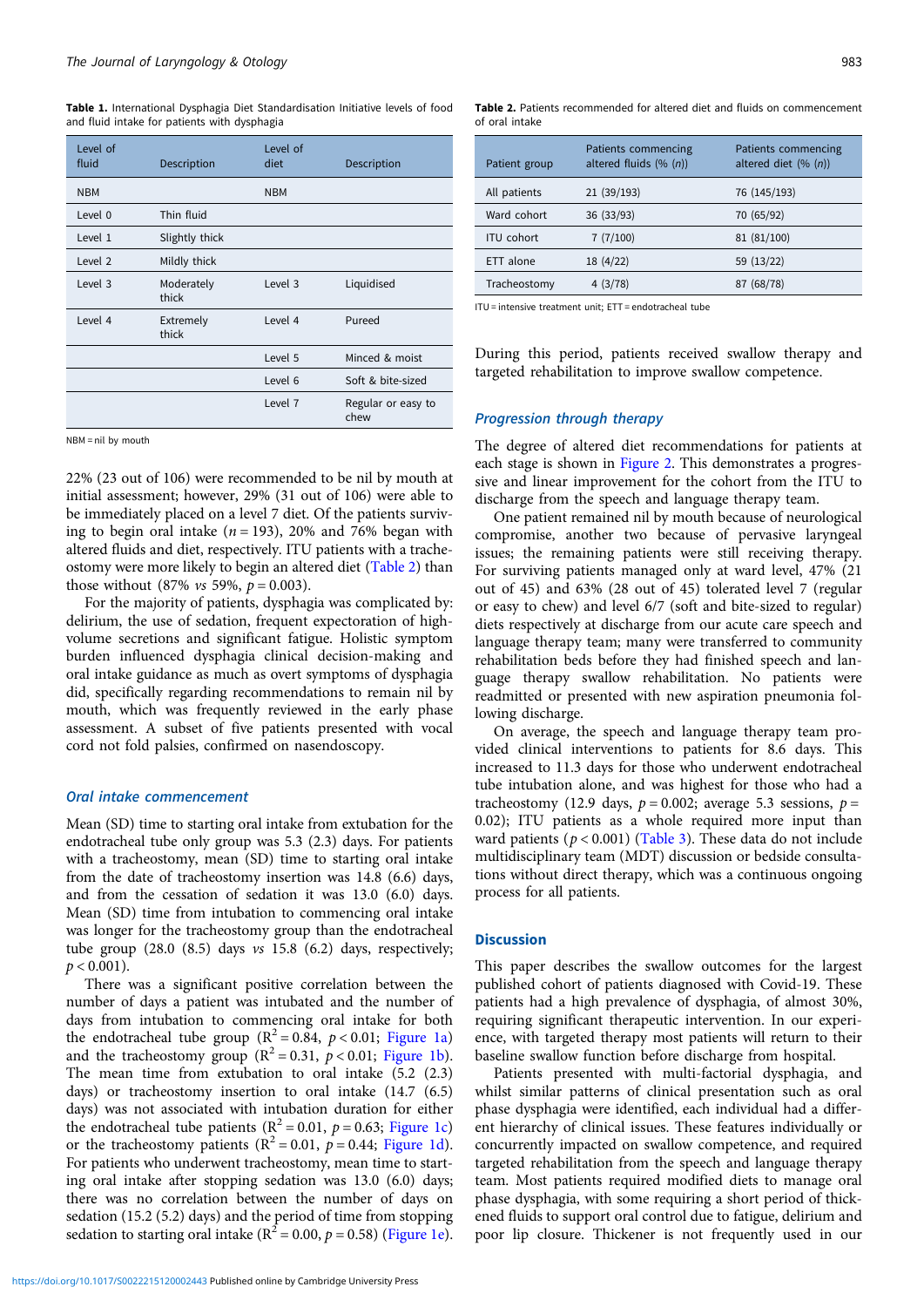**Table 1.** International Dysphagia Diet Standardisation Initiative levels of food and fluid intake for patients with dysphagia

| Level of fluid | Description | Level of diet | Description |
|---|---|---|---|
| NBM | | NBM | |
| Level 0 | Thin fluid | | |
| Level 1 | Slightly thick | | |
| Level 2 | Mildly thick | | |
| Level 3 | Moderately thick | Level 3 | Liquidised |
| Level 4 | Extremely thick | Level 4 | Pureed |
| | | Level 5 | Minced & moist |
| | | Level 6 | Soft & bite-sized |
| | | Level 7 | Regular or easy to chew |

NBM = nil by mouth

22% (23 out of 106) were recommended to be nil by mouth at initial assessment; however, 29% (31 out of 106) were able to be immediately placed on a level 7 diet. Of the patients surviving to begin oral intake ($n = 193$), 20% and 76% began with altered fluids and diet, respectively. ITU patients with a tracheostomy were more likely to begin an altered diet (Table 2) than those without (87% *vs* 59%, $p = 0.003$).

For the majority of patients, dysphagia was complicated by: delirium, the use of sedation, frequent expectoration of high-volume secretions and significant fatigue. Holistic symptom burden influenced dysphagia clinical decision-making and oral intake guidance as much as overt symptoms of dysphagia did, specifically regarding recommendations to remain nil by mouth, which was frequently reviewed in the early phase assessment. A subset of five patients presented with vocal cord not fold palsies, confirmed on nasendoscopy.

### Oral intake commencement

Mean (SD) time to starting oral intake from extubation for the endotracheal tube only group was 5.3 (2.3) days. For patients with a tracheostomy, mean (SD) time to starting oral intake from the date of tracheostomy insertion was 14.8 (6.6) days, and from the cessation of sedation it was 13.0 (6.0) days. Mean (SD) time from intubation to commencing oral intake was longer for the tracheostomy group than the endotracheal tube group (28.0 (8.5) days *vs* 15.8 (6.2) days, respectively; $p < 0.001$).

There was a significant positive correlation between the number of days a patient was intubated and the number of days from intubation to commencing oral intake for both the endotracheal tube group ($R^2 = 0.84$, $p < 0.01$; Figure 1a) and the tracheostomy group ($R^2 = 0.31$, $p < 0.01$; Figure 1b). The mean time from extubation to oral intake (5.2 (2.3) days) or tracheostomy insertion to oral intake (14.7 (6.5) days) was not associated with intubation duration for either the endotracheal tube patients ($R^2 = 0.01$, $p = 0.63$; Figure 1c) or the tracheostomy patients ($R^2 = 0.01$, $p = 0.44$; Figure 1d). For patients who underwent tracheostomy, mean time to starting oral intake after stopping sedation was 13.0 (6.0) days; there was no correlation between the number of days on sedation (15.2 (5.2) days) and the period of time from stopping sedation to starting oral intake ($R^2 = 0.00$, $p = 0.58$) (Figure 1e).

**Table 2.** Patients recommended for altered diet and fluids on commencement of oral intake

| Patient group | Patients commencing altered fluids (% (*n*)) | Patients commencing altered diet (% (*n*)) |
|---|---|---|
| All patients | 21 (39/193) | 76 (145/193) |
| Ward cohort | 36 (33/93) | 70 (65/92) |
| ITU cohort | 7 (7/100) | 81 (81/100) |
| ETT alone | 18 (4/22) | 59 (13/22) |
| Tracheostomy | 4 (3/78) | 87 (68/78) |

ITU = intensive treatment unit; ETT = endotracheal tube

During this period, patients received swallow therapy and targeted rehabilitation to improve swallow competence.

### Progression through therapy

The degree of altered diet recommendations for patients at each stage is shown in Figure 2. This demonstrates a progressive and linear improvement for the cohort from the ITU to discharge from the speech and language therapy team.

One patient remained nil by mouth because of neurological compromise, another two because of pervasive laryngeal issues; the remaining patients were still receiving therapy. For surviving patients managed only at ward level, 47% (21 out of 45) and 63% (28 out of 45) tolerated level 7 (regular or easy to chew) and level 6/7 (soft and bite-sized to regular) diets respectively at discharge from our acute care speech and language therapy team; many were transferred to community rehabilitation beds before they had finished speech and language therapy swallow rehabilitation. No patients were readmitted or presented with new aspiration pneumonia following discharge.

On average, the speech and language therapy team provided clinical interventions to patients for 8.6 days. This increased to 11.3 days for those who underwent endotracheal tube intubation alone, and was highest for those who had a tracheostomy (12.9 days, $p = 0.002$; average 5.3 sessions, $p = 0.02$); ITU patients as a whole required more input than ward patients ($p < 0.001$) (Table 3). These data do not include multidisciplinary team (MDT) discussion or bedside consultations without direct therapy, which was a continuous ongoing process for all patients.

## Discussion

This paper describes the swallow outcomes for the largest published cohort of patients diagnosed with Covid-19. These patients had a high prevalence of dysphagia, of almost 30%, requiring significant therapeutic intervention. In our experience, with targeted therapy most patients will return to their baseline swallow function before discharge from hospital.

Patients presented with multi-factorial dysphagia, and whilst similar patterns of clinical presentation such as oral phase dysphagia were identified, each individual had a different hierarchy of clinical issues. These features individually or concurrently impacted on swallow competence, and required targeted rehabilitation from the speech and language therapy team. Most patients required modified diets to manage oral phase dysphagia, with some requiring a short period of thickened fluids to support oral control due to fatigue, delirium and poor lip closure. Thickener is not frequently used in our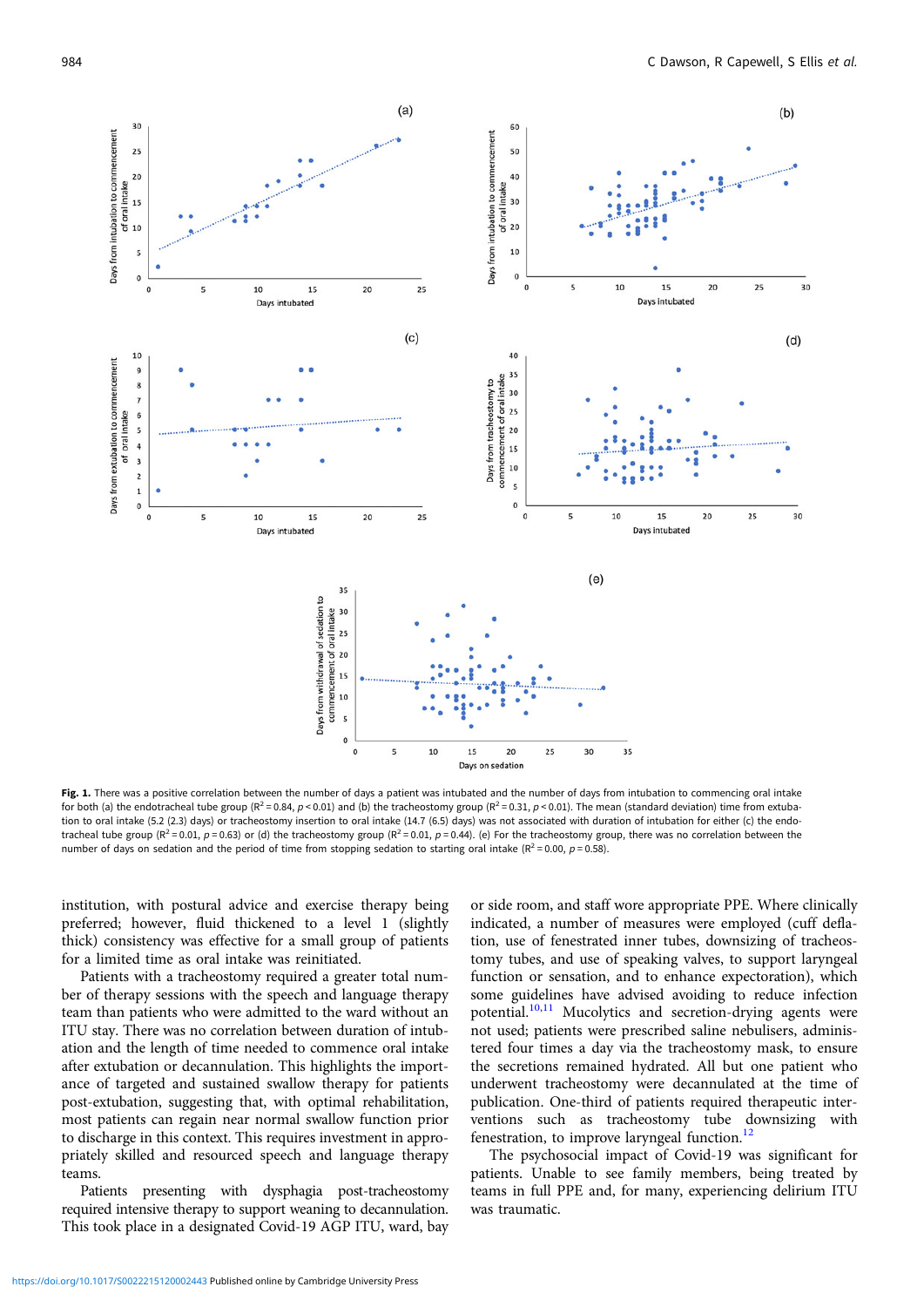**Fig. 1.** There was a positive correlation between the number of days a patient was intubated and the number of days from intubation to commencing oral intake for both (a) the endotracheal tube group ($R^2 = 0.84$, $p < 0.01$) and (b) the tracheostomy group ($R^2 = 0.31$, $p < 0.01$). The mean (standard deviation) time from extubation to oral intake (5.2 (2.3) days) or tracheostomy insertion to oral intake (14.7 (6.5) days) was not associated with duration of intubation for either (c) the endotracheal tube group ($R^2 = 0.01$, $p = 0.63$) or (d) the tracheostomy group ($R^2 = 0.01$, $p = 0.44$). (e) For the tracheostomy group, there was no correlation between the number of days on sedation and the period of time from stopping sedation to starting oral intake ($R^2 = 0.00$, $p = 0.58$).

institution, with postural advice and exercise therapy being preferred; however, fluid thickened to a level 1 (slightly thick) consistency was effective for a small group of patients for a limited time as oral intake was reinitiated.

Patients with a tracheostomy required a greater total number of therapy sessions with the speech and language therapy team than patients who were admitted to the ward without an ITU stay. There was no correlation between duration of intubation and the length of time needed to commence oral intake after extubation or decannulation. This highlights the importance of targeted and sustained swallow therapy for patients post-extubation, suggesting that, with optimal rehabilitation, most patients can regain near normal swallow function prior to discharge in this context. This requires investment in appropriately skilled and resourced speech and language therapy teams.

Patients presenting with dysphagia post-tracheostomy required intensive therapy to support weaning to decannulation. This took place in a designated Covid-19 AGP ITU, ward, bay or side room, and staff wore appropriate PPE. Where clinically indicated, a number of measures were employed (cuff deflation, use of fenestrated inner tubes, downsizing of tracheostomy tubes, and use of speaking valves, to support laryngeal function or sensation, and to enhance expectoration), which some guidelines have advised avoiding to reduce infection potential.[10,11] Mucolytics and secretion-drying agents were not used; patients were prescribed saline nebulisers, administered four times a day via the tracheostomy mask, to ensure the secretions remained hydrated. All but one patient who underwent tracheostomy were decannulated at the time of publication. One-third of patients required therapeutic interventions such as tracheostomy tube downsizing with fenestration, to improve laryngeal function.[12]

The psychosocial impact of Covid-19 was significant for patients. Unable to see family members, being treated by teams in full PPE and, for many, experiencing delirium ITU was traumatic.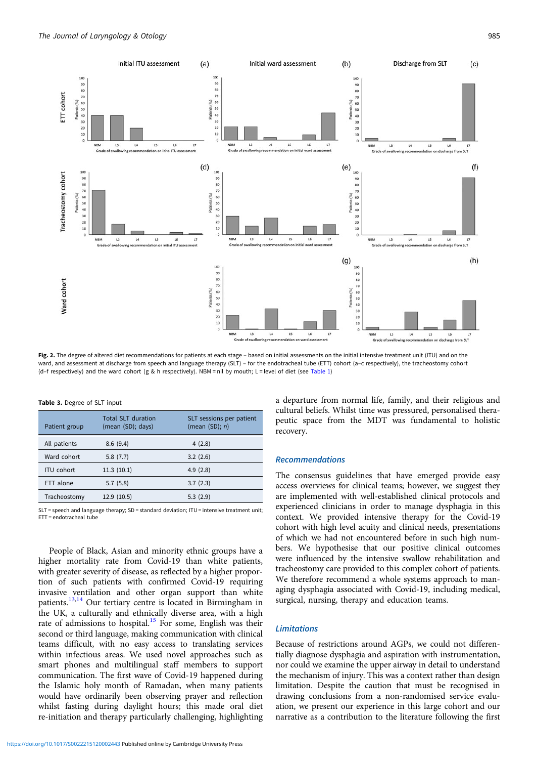Fig. 2. The degree of altered diet recommendations for patients at each stage – based on initial assessments on the initial intensive treatment unit (ITU) and on the ward, and assessment at discharge from speech and language therapy (SLT) – for the endotracheal tube (ETT) cohort (a–c respectively), the tracheostomy cohort (d–f respectively) and the ward cohort (g & h respectively). NBM = nil by mouth; L = level of diet (see Table 1)

Table 3. Degree of SLT input

| Patient group | Total SLT duration (mean (SD); days) | SLT sessions per patient (mean (SD); *n*) |
|---|---|---|
| All patients | 8.6 (9.4) | 4 (2.8) |
| Ward cohort | 5.8 (7.7) | 3.2 (2.6) |
| ITU cohort | 11.3 (10.1) | 4.9 (2.8) |
| ETT alone | 5.7 (5.8) | 3.7 (2.3) |
| Tracheostomy | 12.9 (10.5) | 5.3 (2.9) |

SLT = speech and language therapy; SD = standard deviation; ITU = intensive treatment unit; ETT = endotracheal tube

People of Black, Asian and minority ethnic groups have a higher mortality rate from Covid-19 than white patients, with greater severity of disease, as reflected by a higher proportion of such patients with confirmed Covid-19 requiring invasive ventilation and other organ support than white patients.[13,14] Our tertiary centre is located in Birmingham in the UK, a culturally and ethnically diverse area, with a high rate of admissions to hospital.[15] For some, English was their second or third language, making communication with clinical teams difficult, with no easy access to translating services within infectious areas. We used novel approaches such as smart phones and multilingual staff members to support communication. The first wave of Covid-19 happened during the Islamic holy month of Ramadan, when many patients would have ordinarily been observing prayer and reflection whilst fasting during daylight hours; this made oral diet re-initiation and therapy particularly challenging, highlighting a departure from normal life, family, and their religious and cultural beliefs. Whilst time was pressured, personalised therapeutic space from the MDT was fundamental to holistic recovery.

## Recommendations

The consensus guidelines that have emerged provide easy access overviews for clinical teams; however, we suggest they are implemented with well-established clinical protocols and experienced clinicians in order to manage dysphagia in this context. We provided intensive therapy for the Covid-19 cohort with high level acuity and clinical needs, presentations of which we had not encountered before in such high numbers. We hypothesise that our positive clinical outcomes were influenced by the intensive swallow rehabilitation and tracheostomy care provided to this complex cohort of patients. We therefore recommend a whole systems approach to managing dysphagia associated with Covid-19, including medical, surgical, nursing, therapy and education teams.

## Limitations

Because of restrictions around AGPs, we could not differentially diagnose dysphagia and aspiration with instrumentation, nor could we examine the upper airway in detail to understand the mechanism of injury. This was a context rather than design limitation. Despite the caution that must be recognised in drawing conclusions from a non-randomised service evaluation, we present our experience in this large cohort and our narrative as a contribution to the literature following the first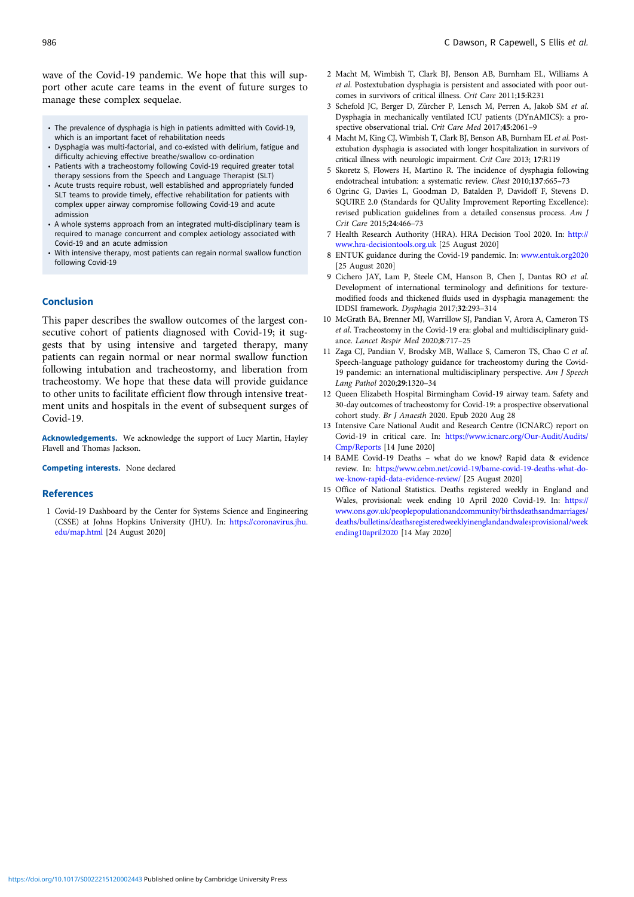wave of the Covid-19 pandemic. We hope that this will support other acute care teams in the event of future surges to manage these complex sequelae.

- The prevalence of dysphagia is high in patients admitted with Covid-19, which is an important facet of rehabilitation needs
- Dysphagia was multi-factorial, and co-existed with delirium, fatigue and difficulty achieving effective breathe/swallow co-ordination
- Patients with a tracheostomy following Covid-19 required greater total therapy sessions from the Speech and Language Therapist (SLT)
- Acute trusts require robust, well established and appropriately funded SLT teams to provide timely, effective rehabilitation for patients with complex upper airway compromise following Covid-19 and acute admission
- A whole systems approach from an integrated multi-disciplinary team is required to manage concurrent and complex aetiology associated with Covid-19 and an acute admission
- With intensive therapy, most patients can regain normal swallow function following Covid-19

## Conclusion

This paper describes the swallow outcomes of the largest consecutive cohort of patients diagnosed with Covid-19; it suggests that by using intensive and targeted therapy, many patients can regain normal or near normal swallow function following intubation and tracheostomy, and liberation from tracheostomy. We hope that these data will provide guidance to other units to facilitate efficient flow through intensive treatment units and hospitals in the event of subsequent surges of Covid-19.

**Acknowledgements.** We acknowledge the support of Lucy Martin, Hayley Flavell and Thomas Jackson.

**Competing interests.** None declared

## References

1 Covid-19 Dashboard by the Center for Systems Science and Engineering (CSSE) at Johns Hopkins University (JHU). In: https://coronavirus.jhu.edu/map.html [24 August 2020]

2 Macht M, Wimbish T, Clark BJ, Benson AB, Burnham EL, Williams A *et al.* Postextubation dysphagia is persistent and associated with poor outcomes in survivors of critical illness. *Crit Care* 2011;**15**:R231

3 Schefold JC, Berger D, Zürcher P, Lensch M, Perren A, Jakob SM *et al.* Dysphagia in mechanically ventilated ICU patients (DYnAMICS): a prospective observational trial. *Crit Care Med* 2017;**45**:2061–9

4 Macht M, King CJ, Wimbish T, Clark BJ, Benson AB, Burnham EL *et al.* Post-extubation dysphagia is associated with longer hospitalization in survivors of critical illness with neurologic impairment. *Crit Care* 2013; **17**:R119

5 Skoretz S, Flowers H, Martino R. The incidence of dysphagia following endotracheal intubation: a systematic review. *Chest* 2010;**137**:665–73

6 Ogrinc G, Davies L, Goodman D, Batalden P, Davidoff F, Stevens D. SQUIRE 2.0 (Standards for QUality Improvement Reporting Excellence): revised publication guidelines from a detailed consensus process. *Am J Crit Care* 2015;**24**:466–73

7 Health Research Authority (HRA). HRA Decision Tool 2020. In: http://www.hra-decisiontools.org.uk [25 August 2020]

8 ENTUK guidance during the Covid-19 pandemic. In: www.entuk.org2020 [25 August 2020]

9 Cichero JAY, Lam P, Steele CM, Hanson B, Chen J, Dantas RO *et al.* Development of international terminology and definitions for texture-modified foods and thickened fluids used in dysphagia management: the IDDSI framework. *Dysphagia* 2017;**32**:293–314

10 McGrath BA, Brenner MJ, Warrillow SJ, Pandian V, Arora A, Cameron TS *et al.* Tracheostomy in the Covid-19 era: global and multidisciplinary guidance. *Lancet Respir Med* 2020;**8**:717–25

11 Zaga CJ, Pandian V, Brodsky MB, Wallace S, Cameron TS, Chao C *et al.* Speech-language pathology guidance for tracheostomy during the Covid-19 pandemic: an international multidisciplinary perspective. *Am J Speech Lang Pathol* 2020;**29**:1320–34

12 Queen Elizabeth Hospital Birmingham Covid-19 airway team. Safety and 30-day outcomes of tracheostomy for Covid-19: a prospective observational cohort study. *Br J Anaesth* 2020. Epub 2020 Aug 28

13 Intensive Care National Audit and Research Centre (ICNARC) report on Covid-19 in critical care. In: https://www.icnarc.org/Our-Audit/Audits/Cmp/Reports [14 June 2020]

14 BAME Covid-19 Deaths – what do we know? Rapid data & evidence review. In: https://www.cebm.net/covid-19/bame-covid-19-deaths-what-do-we-know-rapid-data-evidence-review/ [25 August 2020]

15 Office of National Statistics. Deaths registered weekly in England and Wales, provisional: week ending 10 April 2020 Covid-19. In: https://www.ons.gov.uk/peoplepopulationandcommunity/birthsdeathsandmarriages/deaths/bulletins/deathsregisteredweeklyinenglandandwalesprovisional/weekending10april2020 [14 May 2020]